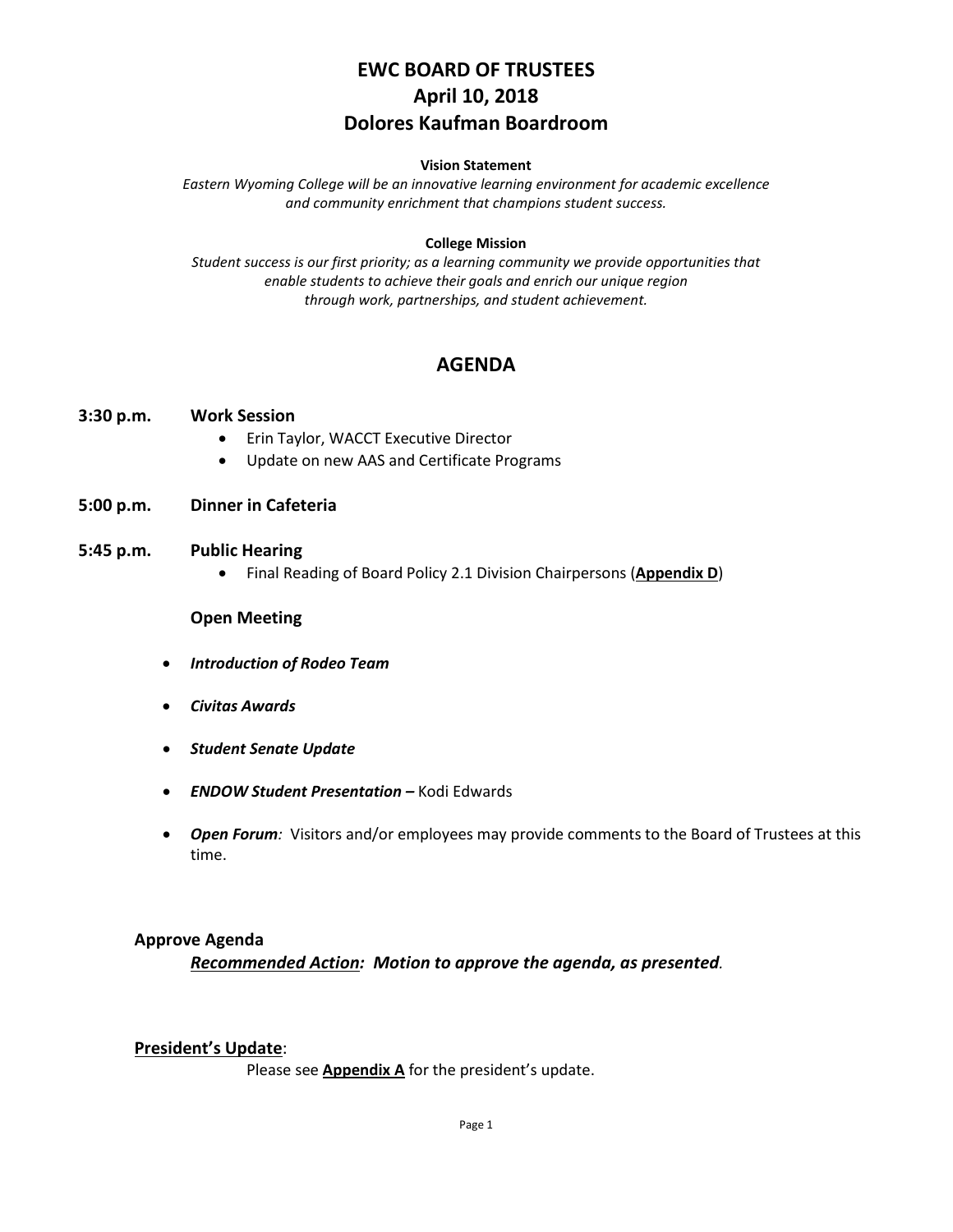# EWC BOARD OF TRUSTEES
# April 10, 2018
# Dolores Kaufman Boardroom

**Vision Statement**

*Eastern Wyoming College will be an innovative learning environment for academic excellence and community enrichment that champions student success.*

**College Mission**

*Student success is our first priority; as a learning community we provide opportunities that enable students to achieve their goals and enrich our unique region through work, partnerships, and student achievement.*

## AGENDA

**3:30 p.m.** **Work Session**

- Erin Taylor, WACCT Executive Director
- Update on new AAS and Certificate Programs

**5:00 p.m.** **Dinner in Cafeteria**

**5:45 p.m.** **Public Hearing**

- Final Reading of Board Policy 2.1 Division Chairpersons (**Appendix D**)

**Open Meeting**

- ***Introduction of Rodeo Team***
- ***Civitas Awards***
- ***Student Senate Update***
- ***ENDOW Student Presentation –*** Kodi Edwards
- ***Open Forum**:* Visitors and/or employees may provide comments to the Board of Trustees at this time.

**Approve Agenda**

***Recommended Action**: Motion to approve the agenda, as presented*.

**President's Update**:

Please see **Appendix A** for the president's update.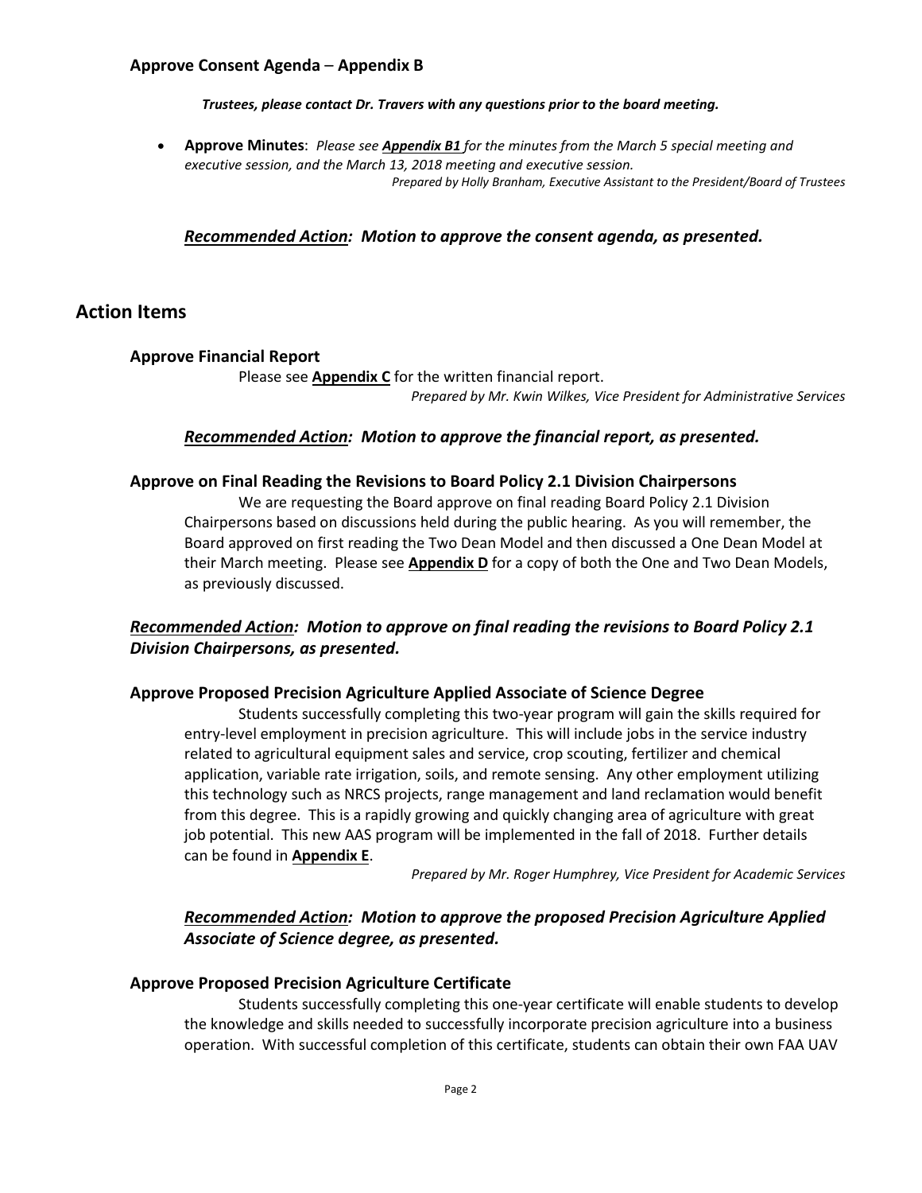### Approve Consent Agenda – Appendix B

***Trustees, please contact Dr. Travers with any questions prior to the board meeting.***

- **Approve Minutes**: *Please see* ***Appendix B1*** *for the minutes from the March 5 special meeting and executive session, and the March 13, 2018 meeting and executive session.*

  *Prepared by Holly Branham, Executive Assistant to the President/Board of Trustees*

***Recommended Action: Motion to approve the consent agenda, as presented.***

## Action Items

### Approve Financial Report

Please see **Appendix C** for the written financial report.

*Prepared by Mr. Kwin Wilkes, Vice President for Administrative Services*

***Recommended Action: Motion to approve the financial report, as presented.***

### Approve on Final Reading the Revisions to Board Policy 2.1 Division Chairpersons

We are requesting the Board approve on final reading Board Policy 2.1 Division Chairpersons based on discussions held during the public hearing. As you will remember, the Board approved on first reading the Two Dean Model and then discussed a One Dean Model at their March meeting. Please see **Appendix D** for a copy of both the One and Two Dean Models, as previously discussed.

***Recommended Action: Motion to approve on final reading the revisions to Board Policy 2.1 Division Chairpersons, as presented.***

### Approve Proposed Precision Agriculture Applied Associate of Science Degree

Students successfully completing this two-year program will gain the skills required for entry-level employment in precision agriculture. This will include jobs in the service industry related to agricultural equipment sales and service, crop scouting, fertilizer and chemical application, variable rate irrigation, soils, and remote sensing. Any other employment utilizing this technology such as NRCS projects, range management and land reclamation would benefit from this degree. This is a rapidly growing and quickly changing area of agriculture with great job potential. This new AAS program will be implemented in the fall of 2018. Further details can be found in **Appendix E**.

*Prepared by Mr. Roger Humphrey, Vice President for Academic Services*

***Recommended Action: Motion to approve the proposed Precision Agriculture Applied Associate of Science degree, as presented.***

### Approve Proposed Precision Agriculture Certificate

Students successfully completing this one-year certificate will enable students to develop the knowledge and skills needed to successfully incorporate precision agriculture into a business operation. With successful completion of this certificate, students can obtain their own FAA UAV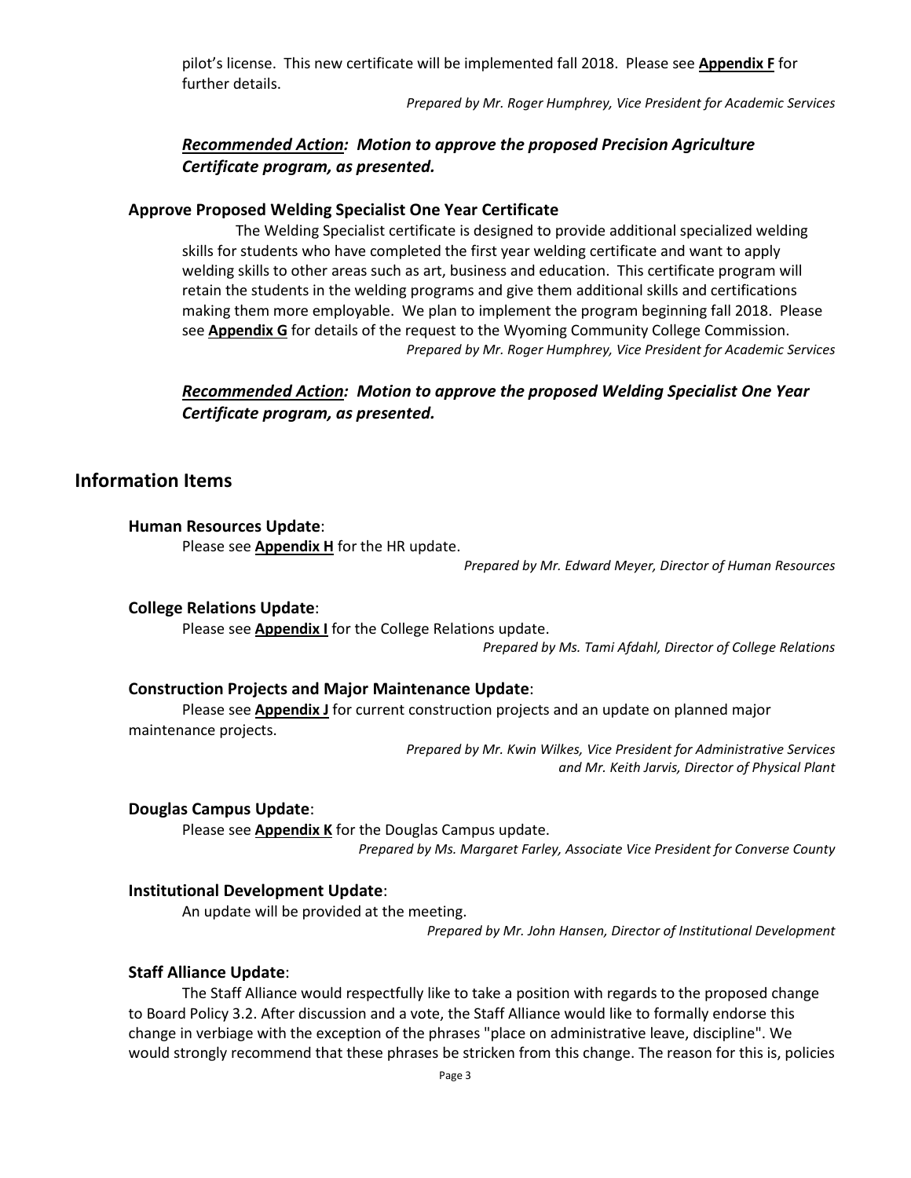pilot's license. This new certificate will be implemented fall 2018. Please see **Appendix F** for further details.

*Prepared by Mr. Roger Humphrey, Vice President for Academic Services*

***Recommended Action:* *Motion to approve the proposed Precision Agriculture Certificate program, as presented.***

### Approve Proposed Welding Specialist One Year Certificate

The Welding Specialist certificate is designed to provide additional specialized welding skills for students who have completed the first year welding certificate and want to apply welding skills to other areas such as art, business and education. This certificate program will retain the students in the welding programs and give them additional skills and certifications making them more employable. We plan to implement the program beginning fall 2018. Please see **Appendix G** for details of the request to the Wyoming Community College Commission.

*Prepared by Mr. Roger Humphrey, Vice President for Academic Services*

***Recommended Action:* *Motion to approve the proposed Welding Specialist One Year Certificate program, as presented.***

## Information Items

### Human Resources Update:

Please see **Appendix H** for the HR update.

*Prepared by Mr. Edward Meyer, Director of Human Resources*

### College Relations Update:

Please see **Appendix I** for the College Relations update.

*Prepared by Ms. Tami Afdahl, Director of College Relations*

### Construction Projects and Major Maintenance Update:

Please see **Appendix J** for current construction projects and an update on planned major maintenance projects.

*Prepared by Mr. Kwin Wilkes, Vice President for Administrative Services and Mr. Keith Jarvis, Director of Physical Plant*

### Douglas Campus Update:

Please see **Appendix K** for the Douglas Campus update.

*Prepared by Ms. Margaret Farley, Associate Vice President for Converse County*

### Institutional Development Update:

An update will be provided at the meeting.

*Prepared by Mr. John Hansen, Director of Institutional Development*

### Staff Alliance Update:

The Staff Alliance would respectfully like to take a position with regards to the proposed change to Board Policy 3.2. After discussion and a vote, the Staff Alliance would like to formally endorse this change in verbiage with the exception of the phrases "place on administrative leave, discipline". We would strongly recommend that these phrases be stricken from this change. The reason for this is, policies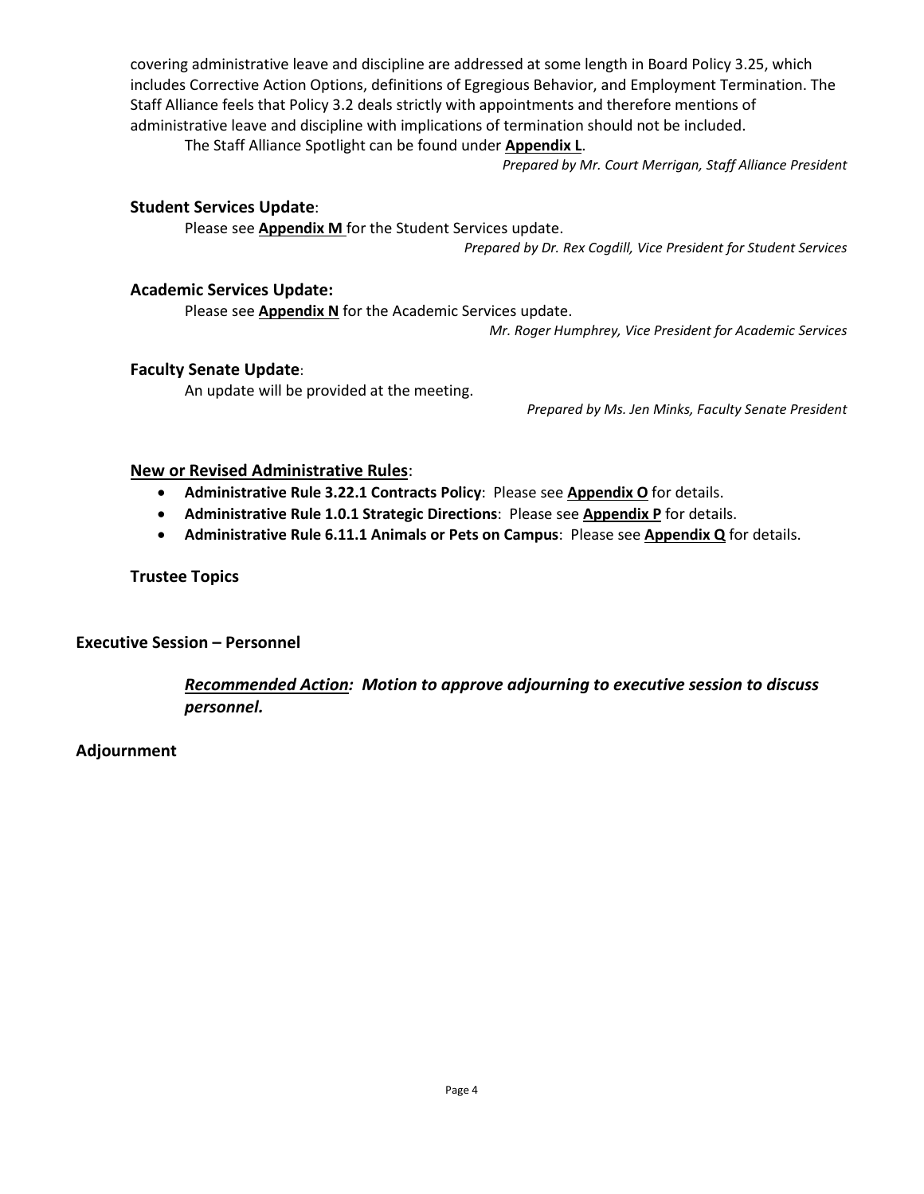covering administrative leave and discipline are addressed at some length in Board Policy 3.25, which includes Corrective Action Options, definitions of Egregious Behavior, and Employment Termination. The Staff Alliance feels that Policy 3.2 deals strictly with appointments and therefore mentions of administrative leave and discipline with implications of termination should not be included.

The Staff Alliance Spotlight can be found under **Appendix L**.

*Prepared by Mr. Court Merrigan, Staff Alliance President*

### Student Services Update:

Please see **Appendix M** for the Student Services update.

*Prepared by Dr. Rex Cogdill, Vice President for Student Services*

### Academic Services Update:

Please see **Appendix N** for the Academic Services update.

*Mr. Roger Humphrey, Vice President for Academic Services*

### Faculty Senate Update:

An update will be provided at the meeting.

*Prepared by Ms. Jen Minks, Faculty Senate President*

### New or Revised Administrative Rules:

- **Administrative Rule 3.22.1 Contracts Policy**: Please see **Appendix O** for details.
- **Administrative Rule 1.0.1 Strategic Directions**: Please see **Appendix P** for details.
- **Administrative Rule 6.11.1 Animals or Pets on Campus**: Please see **Appendix Q** for details.

### Trustee Topics

## Executive Session – Personnel

***Recommended Action:* *Motion to approve adjourning to executive session to discuss personnel.***

## Adjournment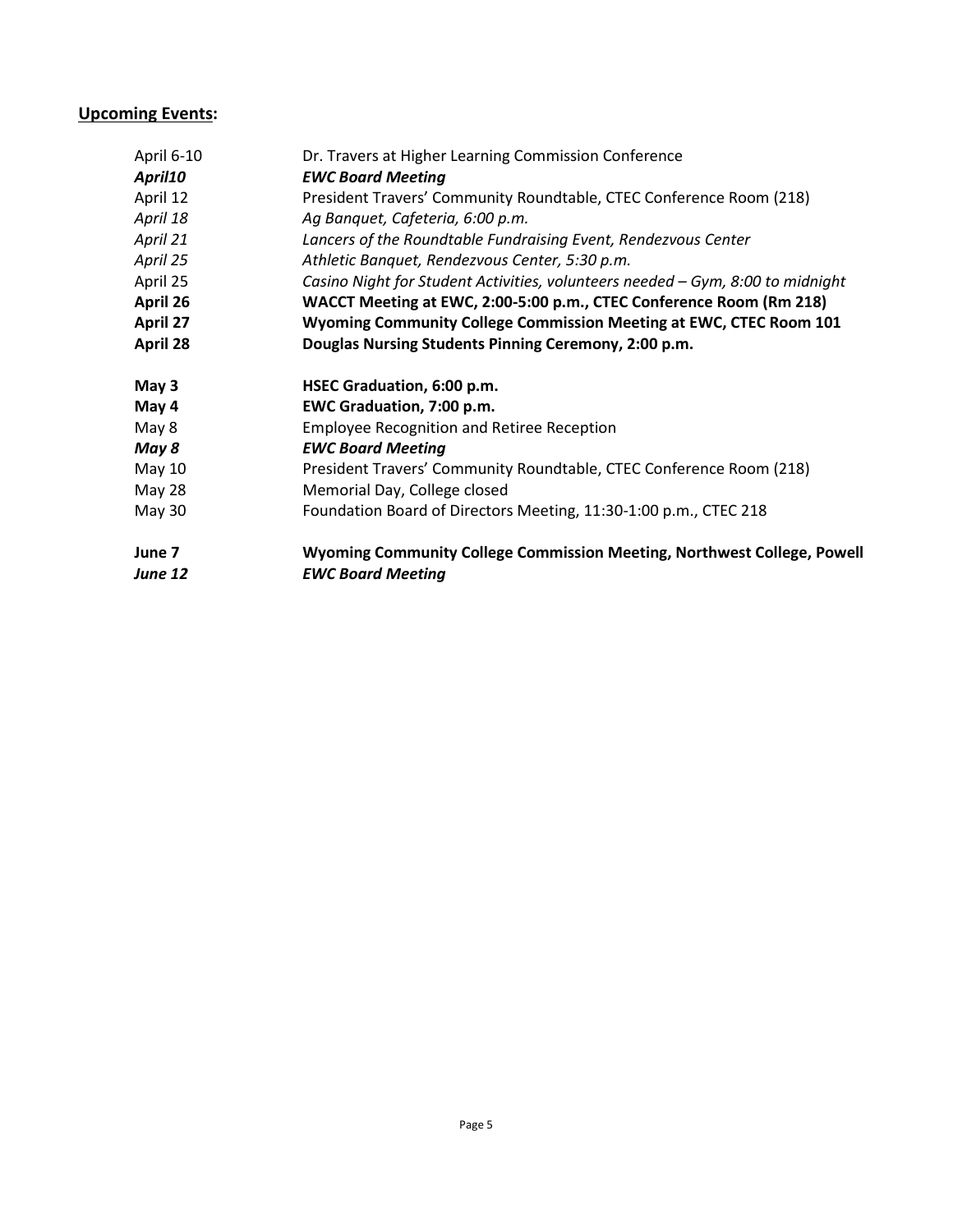**<u>Upcoming Events</u>:**

| | |
|---|---|
| April 6-10 | Dr. Travers at Higher Learning Commission Conference |
| ***April10*** | ***EWC Board Meeting*** |
| April 12 | President Travers' Community Roundtable, CTEC Conference Room (218) |
| *April 18* | *Ag Banquet, Cafeteria, 6:00 p.m.* |
| *April 21* | *Lancers of the Roundtable Fundraising Event, Rendezvous Center* |
| *April 25* | *Athletic Banquet, Rendezvous Center, 5:30 p.m.* |
| April 25 | *Casino Night for Student Activities, volunteers needed – Gym, 8:00 to midnight* |
| **April 26** | **WACCT Meeting at EWC, 2:00-5:00 p.m., CTEC Conference Room (Rm 218)** |
| **April 27** | **Wyoming Community College Commission Meeting at EWC, CTEC Room 101** |
| **April 28** | **Douglas Nursing Students Pinning Ceremony, 2:00 p.m.** |
| | |
| **May 3** | **HSEC Graduation, 6:00 p.m.** |
| **May 4** | **EWC Graduation, 7:00 p.m.** |
| May 8 | Employee Recognition and Retiree Reception |
| ***May 8*** | ***EWC Board Meeting*** |
| May 10 | President Travers' Community Roundtable, CTEC Conference Room (218) |
| May 28 | Memorial Day, College closed |
| May 30 | Foundation Board of Directors Meeting, 11:30-1:00 p.m., CTEC 218 |
| | |
| **June 7** | **Wyoming Community College Commission Meeting, Northwest College, Powell** |
| ***June 12*** | ***EWC Board Meeting*** |